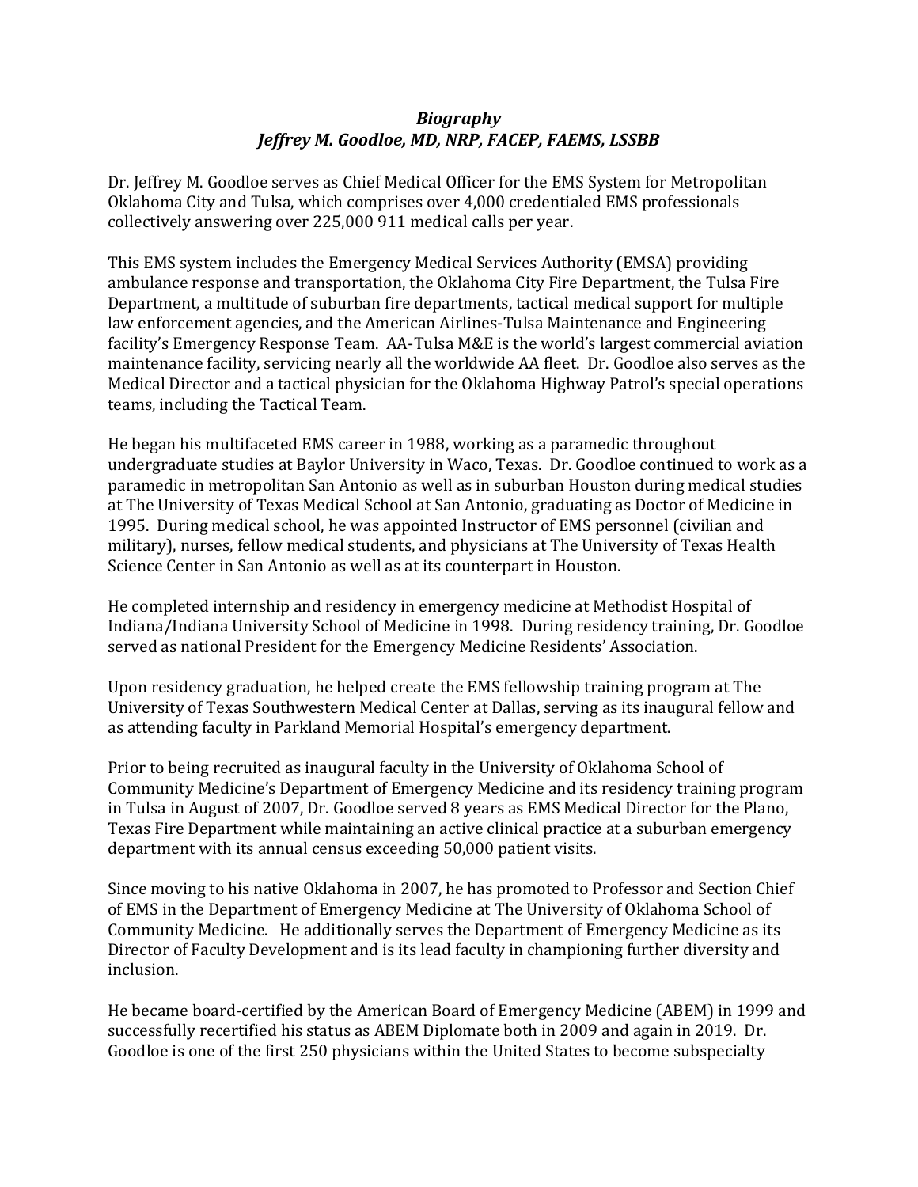***Biography***
***Jeffrey M. Goodloe, MD, NRP, FACEP, FAEMS, LSSBB***

Dr. Jeffrey M. Goodloe serves as Chief Medical Officer for the EMS System for Metropolitan Oklahoma City and Tulsa, which comprises over 4,000 credentialed EMS professionals collectively answering over 225,000 911 medical calls per year.

This EMS system includes the Emergency Medical Services Authority (EMSA) providing ambulance response and transportation, the Oklahoma City Fire Department, the Tulsa Fire Department, a multitude of suburban fire departments, tactical medical support for multiple law enforcement agencies, and the American Airlines-Tulsa Maintenance and Engineering facility's Emergency Response Team. AA-Tulsa M&E is the world's largest commercial aviation maintenance facility, servicing nearly all the worldwide AA fleet. Dr. Goodloe also serves as the Medical Director and a tactical physician for the Oklahoma Highway Patrol's special operations teams, including the Tactical Team.

He began his multifaceted EMS career in 1988, working as a paramedic throughout undergraduate studies at Baylor University in Waco, Texas. Dr. Goodloe continued to work as a paramedic in metropolitan San Antonio as well as in suburban Houston during medical studies at The University of Texas Medical School at San Antonio, graduating as Doctor of Medicine in 1995. During medical school, he was appointed Instructor of EMS personnel (civilian and military), nurses, fellow medical students, and physicians at The University of Texas Health Science Center in San Antonio as well as at its counterpart in Houston.

He completed internship and residency in emergency medicine at Methodist Hospital of Indiana/Indiana University School of Medicine in 1998. During residency training, Dr. Goodloe served as national President for the Emergency Medicine Residents' Association.

Upon residency graduation, he helped create the EMS fellowship training program at The University of Texas Southwestern Medical Center at Dallas, serving as its inaugural fellow and as attending faculty in Parkland Memorial Hospital's emergency department.

Prior to being recruited as inaugural faculty in the University of Oklahoma School of Community Medicine's Department of Emergency Medicine and its residency training program in Tulsa in August of 2007, Dr. Goodloe served 8 years as EMS Medical Director for the Plano, Texas Fire Department while maintaining an active clinical practice at a suburban emergency department with its annual census exceeding 50,000 patient visits.

Since moving to his native Oklahoma in 2007, he has promoted to Professor and Section Chief of EMS in the Department of Emergency Medicine at The University of Oklahoma School of Community Medicine. He additionally serves the Department of Emergency Medicine as its Director of Faculty Development and is its lead faculty in championing further diversity and inclusion.

He became board-certified by the American Board of Emergency Medicine (ABEM) in 1999 and successfully recertified his status as ABEM Diplomate both in 2009 and again in 2019. Dr. Goodloe is one of the first 250 physicians within the United States to become subspecialty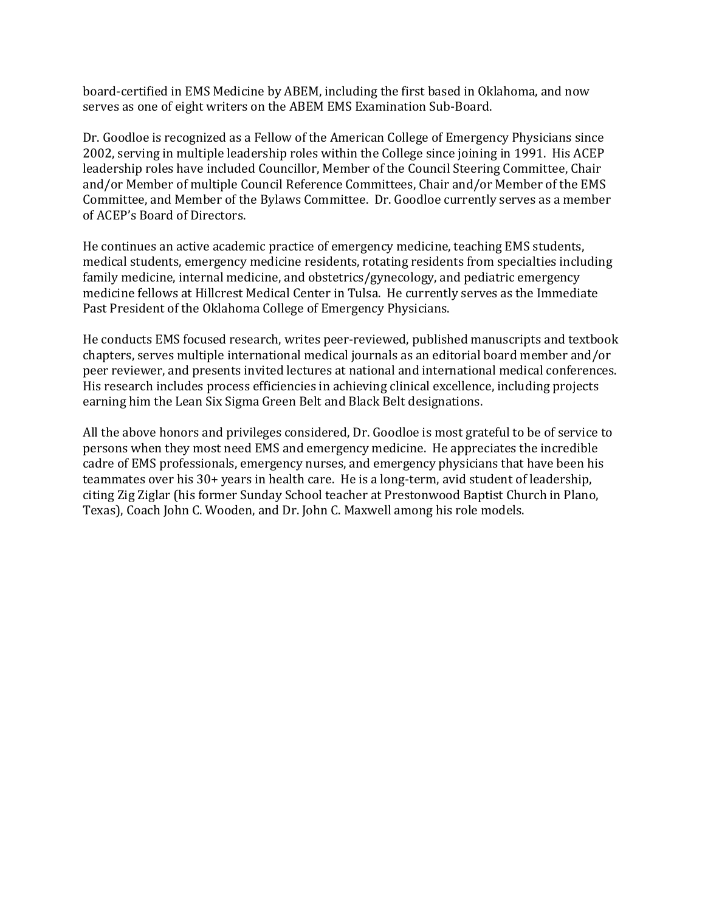board-certified in EMS Medicine by ABEM, including the first based in Oklahoma, and now serves as one of eight writers on the ABEM EMS Examination Sub-Board.

Dr. Goodloe is recognized as a Fellow of the American College of Emergency Physicians since 2002, serving in multiple leadership roles within the College since joining in 1991. His ACEP leadership roles have included Councillor, Member of the Council Steering Committee, Chair and/or Member of multiple Council Reference Committees, Chair and/or Member of the EMS Committee, and Member of the Bylaws Committee. Dr. Goodloe currently serves as a member of ACEP's Board of Directors.

He continues an active academic practice of emergency medicine, teaching EMS students, medical students, emergency medicine residents, rotating residents from specialties including family medicine, internal medicine, and obstetrics/gynecology, and pediatric emergency medicine fellows at Hillcrest Medical Center in Tulsa. He currently serves as the Immediate Past President of the Oklahoma College of Emergency Physicians.

He conducts EMS focused research, writes peer-reviewed, published manuscripts and textbook chapters, serves multiple international medical journals as an editorial board member and/or peer reviewer, and presents invited lectures at national and international medical conferences. His research includes process efficiencies in achieving clinical excellence, including projects earning him the Lean Six Sigma Green Belt and Black Belt designations.

All the above honors and privileges considered, Dr. Goodloe is most grateful to be of service to persons when they most need EMS and emergency medicine. He appreciates the incredible cadre of EMS professionals, emergency nurses, and emergency physicians that have been his teammates over his 30+ years in health care. He is a long-term, avid student of leadership, citing Zig Ziglar (his former Sunday School teacher at Prestonwood Baptist Church in Plano, Texas), Coach John C. Wooden, and Dr. John C. Maxwell among his role models.